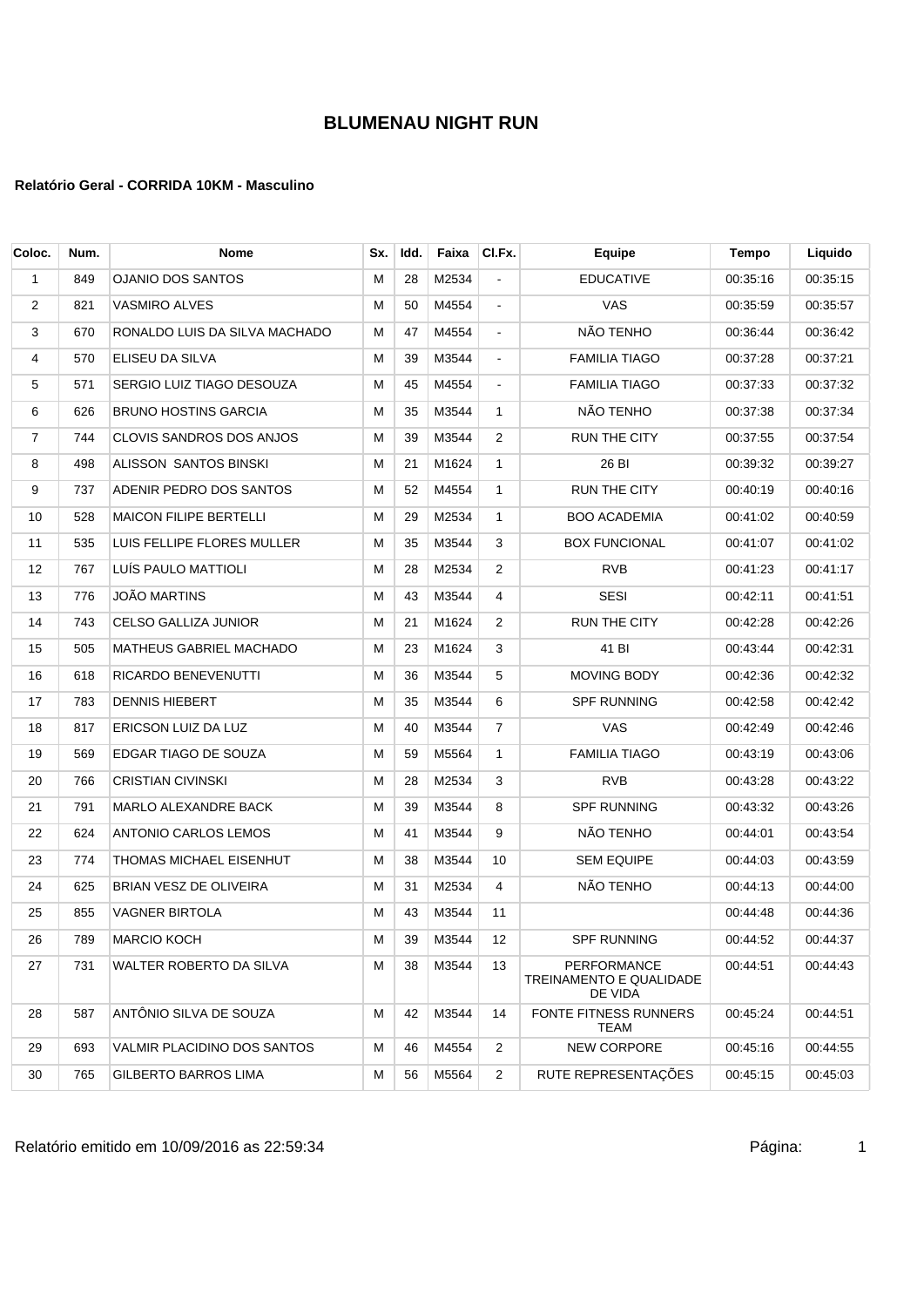# BLUMENAU NIGHT RUN

**Relatório Geral - CORRIDA 10KM - Masculino**

| Coloc. | Num. | Nome | Sx. | Idd. | Faixa | Cl.Fx. | Equipe | Tempo | Liquido |
|---|---|---|---|---|---|---|---|---|---|
| 1 | 849 | OJANIO DOS SANTOS | M | 28 | M2534 | - | EDUCATIVE | 00:35:16 | 00:35:15 |
| 2 | 821 | VASMIRO ALVES | M | 50 | M4554 | - | VAS | 00:35:59 | 00:35:57 |
| 3 | 670 | RONALDO LUIS DA SILVA MACHADO | M | 47 | M4554 | - | NÃO TENHO | 00:36:44 | 00:36:42 |
| 4 | 570 | ELISEU DA SILVA | M | 39 | M3544 | - | FAMILIA TIAGO | 00:37:28 | 00:37:21 |
| 5 | 571 | SERGIO LUIZ TIAGO DESOUZA | M | 45 | M4554 | - | FAMILIA TIAGO | 00:37:33 | 00:37:32 |
| 6 | 626 | BRUNO HOSTINS GARCIA | M | 35 | M3544 | 1 | NÃO TENHO | 00:37:38 | 00:37:34 |
| 7 | 744 | CLOVIS SANDROS DOS ANJOS | M | 39 | M3544 | 2 | RUN THE CITY | 00:37:55 | 00:37:54 |
| 8 | 498 | ALISSON SANTOS BINSKI | M | 21 | M1624 | 1 | 26 BI | 00:39:32 | 00:39:27 |
| 9 | 737 | ADENIR PEDRO DOS SANTOS | M | 52 | M4554 | 1 | RUN THE CITY | 00:40:19 | 00:40:16 |
| 10 | 528 | MAICON FILIPE BERTELLI | M | 29 | M2534 | 1 | BOO ACADEMIA | 00:41:02 | 00:40:59 |
| 11 | 535 | LUIS FELLIPE FLORES MULLER | M | 35 | M3544 | 3 | BOX FUNCIONAL | 00:41:07 | 00:41:02 |
| 12 | 767 | LUÍS PAULO MATTIOLI | M | 28 | M2534 | 2 | RVB | 00:41:23 | 00:41:17 |
| 13 | 776 | JOÃO MARTINS | M | 43 | M3544 | 4 | SESI | 00:42:11 | 00:41:51 |
| 14 | 743 | CELSO GALLIZA JUNIOR | M | 21 | M1624 | 2 | RUN THE CITY | 00:42:28 | 00:42:26 |
| 15 | 505 | MATHEUS GABRIEL MACHADO | M | 23 | M1624 | 3 | 41 BI | 00:43:44 | 00:42:31 |
| 16 | 618 | RICARDO BENEVENUTTI | M | 36 | M3544 | 5 | MOVING BODY | 00:42:36 | 00:42:32 |
| 17 | 783 | DENNIS HIEBERT | M | 35 | M3544 | 6 | SPF RUNNING | 00:42:58 | 00:42:42 |
| 18 | 817 | ERICSON LUIZ DA LUZ | M | 40 | M3544 | 7 | VAS | 00:42:49 | 00:42:46 |
| 19 | 569 | EDGAR TIAGO DE SOUZA | M | 59 | M5564 | 1 | FAMILIA TIAGO | 00:43:19 | 00:43:06 |
| 20 | 766 | CRISTIAN CIVINSKI | M | 28 | M2534 | 3 | RVB | 00:43:28 | 00:43:22 |
| 21 | 791 | MARLO ALEXANDRE BACK | M | 39 | M3544 | 8 | SPF RUNNING | 00:43:32 | 00:43:26 |
| 22 | 624 | ANTONIO CARLOS LEMOS | M | 41 | M3544 | 9 | NÃO TENHO | 00:44:01 | 00:43:54 |
| 23 | 774 | THOMAS MICHAEL EISENHUT | M | 38 | M3544 | 10 | SEM EQUIPE | 00:44:03 | 00:43:59 |
| 24 | 625 | BRIAN VESZ DE OLIVEIRA | M | 31 | M2534 | 4 | NÃO TENHO | 00:44:13 | 00:44:00 |
| 25 | 855 | VAGNER BIRTOLA | M | 43 | M3544 | 11 | | 00:44:48 | 00:44:36 |
| 26 | 789 | MARCIO KOCH | M | 39 | M3544 | 12 | SPF RUNNING | 00:44:52 | 00:44:37 |
| 27 | 731 | WALTER ROBERTO DA SILVA | M | 38 | M3544 | 13 | PERFORMANCE TREINAMENTO E QUALIDADE DE VIDA | 00:44:51 | 00:44:43 |
| 28 | 587 | ANTÔNIO SILVA DE SOUZA | M | 42 | M3544 | 14 | FONTE FITNESS RUNNERS TEAM | 00:45:24 | 00:44:51 |
| 29 | 693 | VALMIR PLACIDINO DOS SANTOS | M | 46 | M4554 | 2 | NEW CORPORE | 00:45:16 | 00:44:55 |
| 30 | 765 | GILBERTO BARROS LIMA | M | 56 | M5564 | 2 | RUTE REPRESENTAÇÕES | 00:45:15 | 00:45:03 |

Relatório emitido em 10/09/2016 as 22:59:34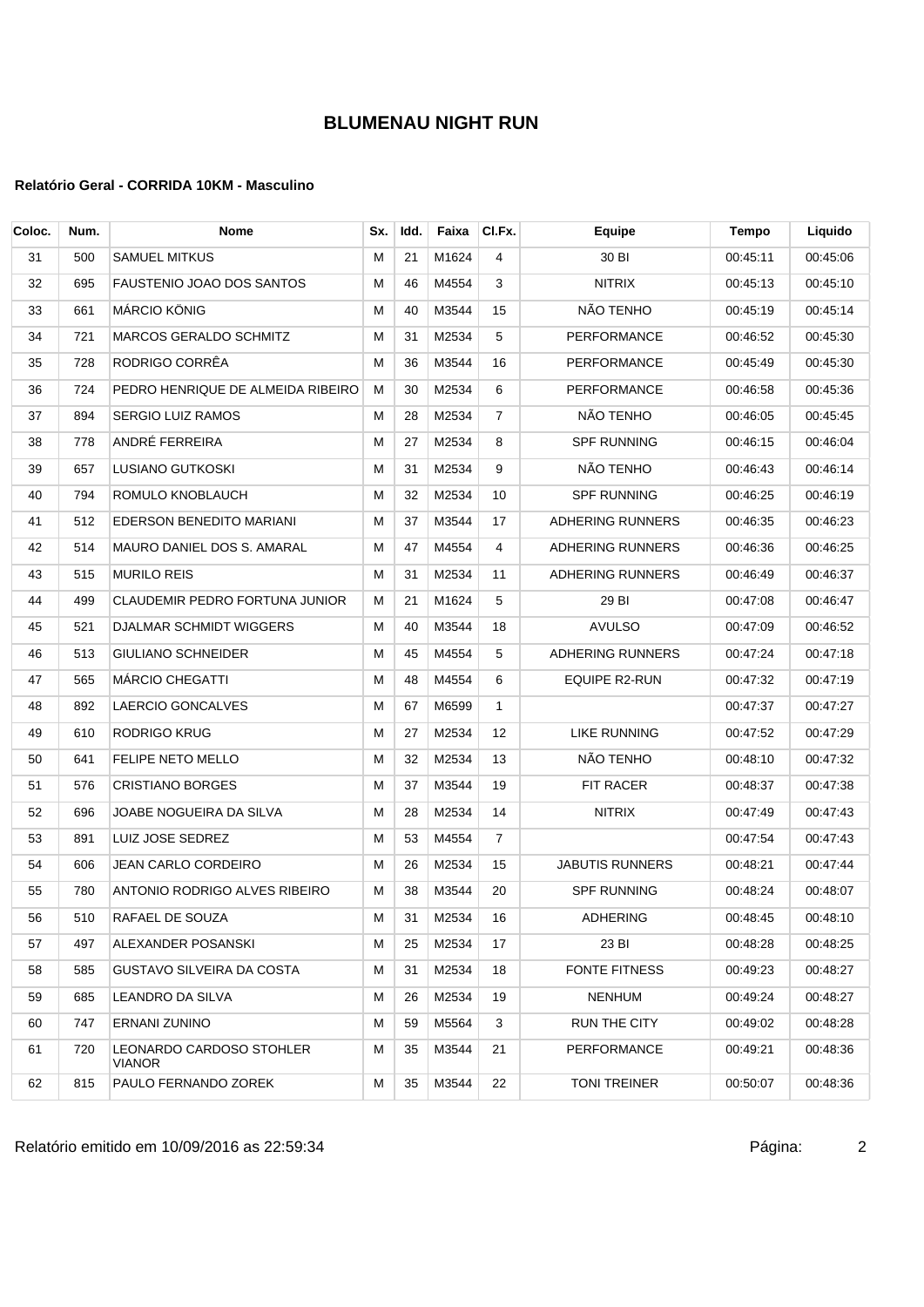# BLUMENAU NIGHT RUN

**Relatório Geral - CORRIDA 10KM - Masculino**

| Coloc. | Num. | Nome | Sx. | Idd. | Faixa | Cl.Fx. | Equipe | Tempo | Liquido |
|---|---|---|---|---|---|---|---|---|---|
| 31 | 500 | SAMUEL MITKUS | M | 21 | M1624 | 4 | 30 BI | 00:45:11 | 00:45:06 |
| 32 | 695 | FAUSTENIO JOAO DOS SANTOS | M | 46 | M4554 | 3 | NITRIX | 00:45:13 | 00:45:10 |
| 33 | 661 | MÁRCIO KÖNIG | M | 40 | M3544 | 15 | NÃO TENHO | 00:45:19 | 00:45:14 |
| 34 | 721 | MARCOS GERALDO SCHMITZ | M | 31 | M2534 | 5 | PERFORMANCE | 00:46:52 | 00:45:30 |
| 35 | 728 | RODRIGO CORRÊA | M | 36 | M3544 | 16 | PERFORMANCE | 00:45:49 | 00:45:30 |
| 36 | 724 | PEDRO HENRIQUE DE ALMEIDA RIBEIRO | M | 30 | M2534 | 6 | PERFORMANCE | 00:46:58 | 00:45:36 |
| 37 | 894 | SERGIO LUIZ RAMOS | M | 28 | M2534 | 7 | NÃO TENHO | 00:46:05 | 00:45:45 |
| 38 | 778 | ANDRÉ FERREIRA | M | 27 | M2534 | 8 | SPF RUNNING | 00:46:15 | 00:46:04 |
| 39 | 657 | LUSIANO GUTKOSKI | M | 31 | M2534 | 9 | NÃO TENHO | 00:46:43 | 00:46:14 |
| 40 | 794 | ROMULO KNOBLAUCH | M | 32 | M2534 | 10 | SPF RUNNING | 00:46:25 | 00:46:19 |
| 41 | 512 | EDERSON BENEDITO MARIANI | M | 37 | M3544 | 17 | ADHERING RUNNERS | 00:46:35 | 00:46:23 |
| 42 | 514 | MAURO DANIEL DOS S. AMARAL | M | 47 | M4554 | 4 | ADHERING RUNNERS | 00:46:36 | 00:46:25 |
| 43 | 515 | MURILO REIS | M | 31 | M2534 | 11 | ADHERING RUNNERS | 00:46:49 | 00:46:37 |
| 44 | 499 | CLAUDEMIR PEDRO FORTUNA JUNIOR | M | 21 | M1624 | 5 | 29 BI | 00:47:08 | 00:46:47 |
| 45 | 521 | DJALMAR SCHMIDT WIGGERS | M | 40 | M3544 | 18 | AVULSO | 00:47:09 | 00:46:52 |
| 46 | 513 | GIULIANO SCHNEIDER | M | 45 | M4554 | 5 | ADHERING RUNNERS | 00:47:24 | 00:47:18 |
| 47 | 565 | MÁRCIO CHEGATTI | M | 48 | M4554 | 6 | EQUIPE R2-RUN | 00:47:32 | 00:47:19 |
| 48 | 892 | LAERCIO GONCALVES | M | 67 | M6599 | 1 | | 00:47:37 | 00:47:27 |
| 49 | 610 | RODRIGO KRUG | M | 27 | M2534 | 12 | LIKE RUNNING | 00:47:52 | 00:47:29 |
| 50 | 641 | FELIPE NETO MELLO | M | 32 | M2534 | 13 | NÃO TENHO | 00:48:10 | 00:47:32 |
| 51 | 576 | CRISTIANO BORGES | M | 37 | M3544 | 19 | FIT RACER | 00:48:37 | 00:47:38 |
| 52 | 696 | JOABE NOGUEIRA DA SILVA | M | 28 | M2534 | 14 | NITRIX | 00:47:49 | 00:47:43 |
| 53 | 891 | LUIZ JOSE SEDREZ | M | 53 | M4554 | 7 | | 00:47:54 | 00:47:43 |
| 54 | 606 | JEAN CARLO CORDEIRO | M | 26 | M2534 | 15 | JABUTIS RUNNERS | 00:48:21 | 00:47:44 |
| 55 | 780 | ANTONIO RODRIGO ALVES RIBEIRO | M | 38 | M3544 | 20 | SPF RUNNING | 00:48:24 | 00:48:07 |
| 56 | 510 | RAFAEL DE SOUZA | M | 31 | M2534 | 16 | ADHERING | 00:48:45 | 00:48:10 |
| 57 | 497 | ALEXANDER POSANSKI | M | 25 | M2534 | 17 | 23 BI | 00:48:28 | 00:48:25 |
| 58 | 585 | GUSTAVO SILVEIRA DA COSTA | M | 31 | M2534 | 18 | FONTE FITNESS | 00:49:23 | 00:48:27 |
| 59 | 685 | LEANDRO DA SILVA | M | 26 | M2534 | 19 | NENHUM | 00:49:24 | 00:48:27 |
| 60 | 747 | ERNANI ZUNINO | M | 59 | M5564 | 3 | RUN THE CITY | 00:49:02 | 00:48:28 |
| 61 | 720 | LEONARDO CARDOSO STOHLER VIANOR | M | 35 | M3544 | 21 | PERFORMANCE | 00:49:21 | 00:48:36 |
| 62 | 815 | PAULO FERNANDO ZOREK | M | 35 | M3544 | 22 | TONI TREINER | 00:50:07 | 00:48:36 |

Relatório emitido em 10/09/2016 as 22:59:34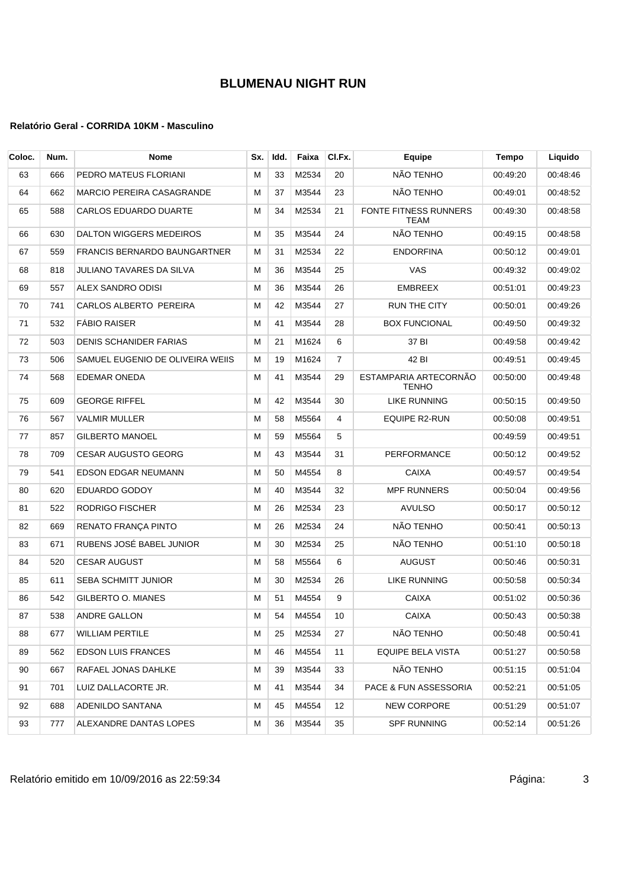# BLUMENAU NIGHT RUN

### Relatório Geral - CORRIDA 10KM - Masculino

| Coloc. | Num. | Nome | Sx. | Idd. | Faixa | Cl.Fx. | Equipe | Tempo | Liquido |
|---|---|---|---|---|---|---|---|---|---|
| 63 | 666 | PEDRO MATEUS FLORIANI | M | 33 | M2534 | 20 | NÃO TENHO | 00:49:20 | 00:48:46 |
| 64 | 662 | MARCIO PEREIRA CASAGRANDE | M | 37 | M3544 | 23 | NÃO TENHO | 00:49:01 | 00:48:52 |
| 65 | 588 | CARLOS EDUARDO DUARTE | M | 34 | M2534 | 21 | FONTE FITNESS RUNNERS TEAM | 00:49:30 | 00:48:58 |
| 66 | 630 | DALTON WIGGERS MEDEIROS | M | 35 | M3544 | 24 | NÃO TENHO | 00:49:15 | 00:48:58 |
| 67 | 559 | FRANCIS BERNARDO BAUNGARTNER | M | 31 | M2534 | 22 | ENDORFINA | 00:50:12 | 00:49:01 |
| 68 | 818 | JULIANO TAVARES DA SILVA | M | 36 | M3544 | 25 | VAS | 00:49:32 | 00:49:02 |
| 69 | 557 | ALEX SANDRO ODISI | M | 36 | M3544 | 26 | EMBREEX | 00:51:01 | 00:49:23 |
| 70 | 741 | CARLOS ALBERTO PEREIRA | M | 42 | M3544 | 27 | RUN THE CITY | 00:50:01 | 00:49:26 |
| 71 | 532 | FÁBIO RAISER | M | 41 | M3544 | 28 | BOX FUNCIONAL | 00:49:50 | 00:49:32 |
| 72 | 503 | DENIS SCHANIDER FARIAS | M | 21 | M1624 | 6 | 37 BI | 00:49:58 | 00:49:42 |
| 73 | 506 | SAMUEL EUGENIO DE OLIVEIRA WEIIS | M | 19 | M1624 | 7 | 42 BI | 00:49:51 | 00:49:45 |
| 74 | 568 | EDEMAR ONEDA | M | 41 | M3544 | 29 | ESTAMPARIA ARTECORNÃO TENHO | 00:50:00 | 00:49:48 |
| 75 | 609 | GEORGE RIFFEL | M | 42 | M3544 | 30 | LIKE RUNNING | 00:50:15 | 00:49:50 |
| 76 | 567 | VALMIR MULLER | M | 58 | M5564 | 4 | EQUIPE R2-RUN | 00:50:08 | 00:49:51 |
| 77 | 857 | GILBERTO MANOEL | M | 59 | M5564 | 5 | | 00:49:59 | 00:49:51 |
| 78 | 709 | CESAR AUGUSTO GEORG | M | 43 | M3544 | 31 | PERFORMANCE | 00:50:12 | 00:49:52 |
| 79 | 541 | EDSON EDGAR NEUMANN | M | 50 | M4554 | 8 | CAIXA | 00:49:57 | 00:49:54 |
| 80 | 620 | EDUARDO GODOY | M | 40 | M3544 | 32 | MPF RUNNERS | 00:50:04 | 00:49:56 |
| 81 | 522 | RODRIGO FISCHER | M | 26 | M2534 | 23 | AVULSO | 00:50:17 | 00:50:12 |
| 82 | 669 | RENATO FRANÇA PINTO | M | 26 | M2534 | 24 | NÃO TENHO | 00:50:41 | 00:50:13 |
| 83 | 671 | RUBENS JOSÉ BABEL JUNIOR | M | 30 | M2534 | 25 | NÃO TENHO | 00:51:10 | 00:50:18 |
| 84 | 520 | CESAR AUGUST | M | 58 | M5564 | 6 | AUGUST | 00:50:46 | 00:50:31 |
| 85 | 611 | SEBA SCHMITT JUNIOR | M | 30 | M2534 | 26 | LIKE RUNNING | 00:50:58 | 00:50:34 |
| 86 | 542 | GILBERTO O. MIANES | M | 51 | M4554 | 9 | CAIXA | 00:51:02 | 00:50:36 |
| 87 | 538 | ANDRE GALLON | M | 54 | M4554 | 10 | CAIXA | 00:50:43 | 00:50:38 |
| 88 | 677 | WILLIAM PERTILE | M | 25 | M2534 | 27 | NÃO TENHO | 00:50:48 | 00:50:41 |
| 89 | 562 | EDSON LUIS FRANCES | M | 46 | M4554 | 11 | EQUIPE BELA VISTA | 00:51:27 | 00:50:58 |
| 90 | 667 | RAFAEL JONAS DAHLKE | M | 39 | M3544 | 33 | NÃO TENHO | 00:51:15 | 00:51:04 |
| 91 | 701 | LUIZ DALLACORTE JR. | M | 41 | M3544 | 34 | PACE & FUN ASSESSORIA | 00:52:21 | 00:51:05 |
| 92 | 688 | ADENILDO SANTANA | M | 45 | M4554 | 12 | NEW CORPORE | 00:51:29 | 00:51:07 |
| 93 | 777 | ALEXANDRE DANTAS LOPES | M | 36 | M3544 | 35 | SPF RUNNING | 00:52:14 | 00:51:26 |

Relatório emitido em 10/09/2016 as 22:59:34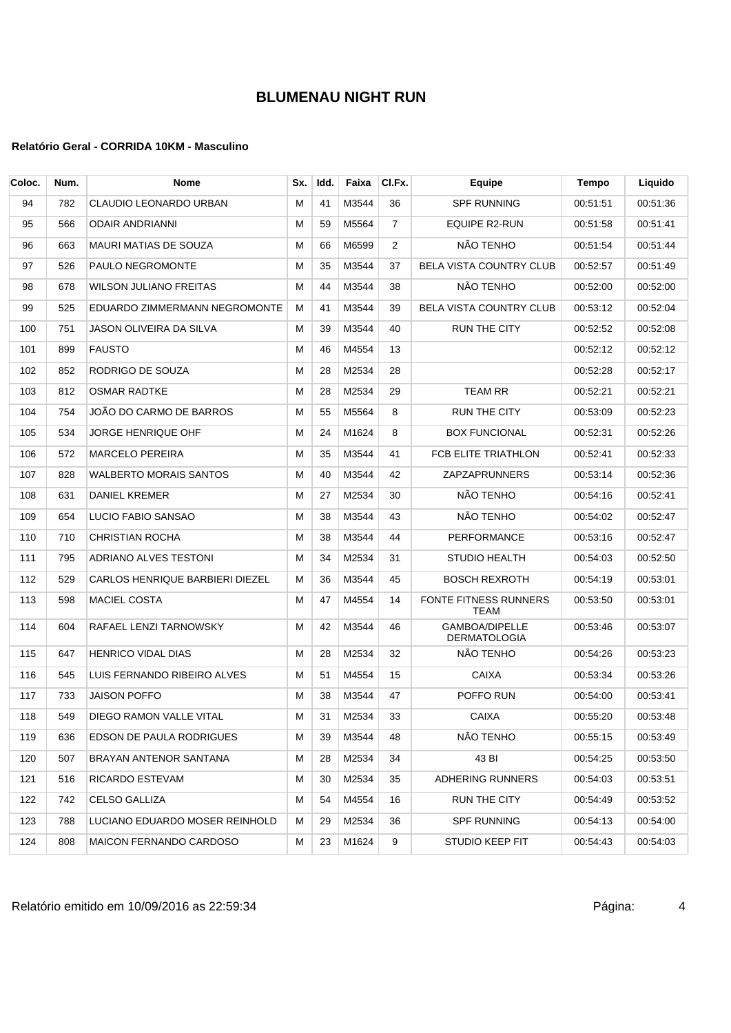# BLUMENAU NIGHT RUN

### Relatório Geral - CORRIDA 10KM - Masculino

| Coloc. | Num. | Nome | Sx. | Idd. | Faixa | Cl.Fx. | Equipe | Tempo | Liquido |
|---|---|---|---|---|---|---|---|---|---|
| 94 | 782 | CLAUDIO LEONARDO URBAN | M | 41 | M3544 | 36 | SPF RUNNING | 00:51:51 | 00:51:36 |
| 95 | 566 | ODAIR ANDRIANNI | M | 59 | M5564 | 7 | EQUIPE R2-RUN | 00:51:58 | 00:51:41 |
| 96 | 663 | MAURI MATIAS DE SOUZA | M | 66 | M6599 | 2 | NÃO TENHO | 00:51:54 | 00:51:44 |
| 97 | 526 | PAULO NEGROMONTE | M | 35 | M3544 | 37 | BELA VISTA COUNTRY CLUB | 00:52:57 | 00:51:49 |
| 98 | 678 | WILSON JULIANO FREITAS | M | 44 | M3544 | 38 | NÃO TENHO | 00:52:00 | 00:52:00 |
| 99 | 525 | EDUARDO ZIMMERMANN NEGROMONTE | M | 41 | M3544 | 39 | BELA VISTA COUNTRY CLUB | 00:53:12 | 00:52:04 |
| 100 | 751 | JASON OLIVEIRA DA SILVA | M | 39 | M3544 | 40 | RUN THE CITY | 00:52:52 | 00:52:08 |
| 101 | 899 | FAUSTO | M | 46 | M4554 | 13 | | 00:52:12 | 00:52:12 |
| 102 | 852 | RODRIGO DE SOUZA | M | 28 | M2534 | 28 | | 00:52:28 | 00:52:17 |
| 103 | 812 | OSMAR RADTKE | M | 28 | M2534 | 29 | TEAM RR | 00:52:21 | 00:52:21 |
| 104 | 754 | JOÃO DO CARMO DE BARROS | M | 55 | M5564 | 8 | RUN THE CITY | 00:53:09 | 00:52:23 |
| 105 | 534 | JORGE HENRIQUE OHF | M | 24 | M1624 | 8 | BOX FUNCIONAL | 00:52:31 | 00:52:26 |
| 106 | 572 | MARCELO PEREIRA | M | 35 | M3544 | 41 | FCB ELITE TRIATHLON | 00:52:41 | 00:52:33 |
| 107 | 828 | WALBERTO MORAIS SANTOS | M | 40 | M3544 | 42 | ZAPZAPRUNNERS | 00:53:14 | 00:52:36 |
| 108 | 631 | DANIEL KREMER | M | 27 | M2534 | 30 | NÃO TENHO | 00:54:16 | 00:52:41 |
| 109 | 654 | LUCIO FABIO SANSAO | M | 38 | M3544 | 43 | NÃO TENHO | 00:54:02 | 00:52:47 |
| 110 | 710 | CHRISTIAN ROCHA | M | 38 | M3544 | 44 | PERFORMANCE | 00:53:16 | 00:52:47 |
| 111 | 795 | ADRIANO ALVES TESTONI | M | 34 | M2534 | 31 | STUDIO HEALTH | 00:54:03 | 00:52:50 |
| 112 | 529 | CARLOS HENRIQUE BARBIERI DIEZEL | M | 36 | M3544 | 45 | BOSCH REXROTH | 00:54:19 | 00:53:01 |
| 113 | 598 | MACIEL COSTA | M | 47 | M4554 | 14 | FONTE FITNESS RUNNERS TEAM | 00:53:50 | 00:53:01 |
| 114 | 604 | RAFAEL LENZI TARNOWSKY | M | 42 | M3544 | 46 | GAMBOA/DIPELLE DERMATOLOGIA | 00:53:46 | 00:53:07 |
| 115 | 647 | HENRICO VIDAL DIAS | M | 28 | M2534 | 32 | NÃO TENHO | 00:54:26 | 00:53:23 |
| 116 | 545 | LUIS FERNANDO RIBEIRO ALVES | M | 51 | M4554 | 15 | CAIXA | 00:53:34 | 00:53:26 |
| 117 | 733 | JAISON POFFO | M | 38 | M3544 | 47 | POFFO RUN | 00:54:00 | 00:53:41 |
| 118 | 549 | DIEGO RAMON VALLE VITAL | M | 31 | M2534 | 33 | CAIXA | 00:55:20 | 00:53:48 |
| 119 | 636 | EDSON DE PAULA RODRIGUES | M | 39 | M3544 | 48 | NÃO TENHO | 00:55:15 | 00:53:49 |
| 120 | 507 | BRAYAN ANTENOR SANTANA | M | 28 | M2534 | 34 | 43 BI | 00:54:25 | 00:53:50 |
| 121 | 516 | RICARDO ESTEVAM | M | 30 | M2534 | 35 | ADHERING RUNNERS | 00:54:03 | 00:53:51 |
| 122 | 742 | CELSO GALLIZA | M | 54 | M4554 | 16 | RUN THE CITY | 00:54:49 | 00:53:52 |
| 123 | 788 | LUCIANO EDUARDO MOSER REINHOLD | M | 29 | M2534 | 36 | SPF RUNNING | 00:54:13 | 00:54:00 |
| 124 | 808 | MAICON FERNANDO CARDOSO | M | 23 | M1624 | 9 | STUDIO KEEP FIT | 00:54:43 | 00:54:03 |

Relatório emitido em 10/09/2016 as 22:59:34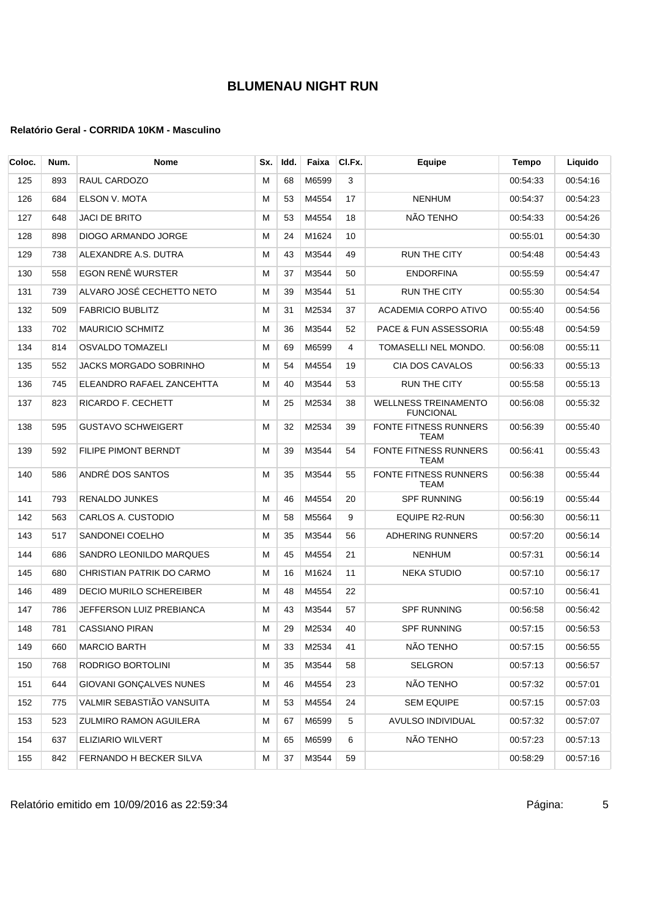# BLUMENAU NIGHT RUN

### Relatório Geral - CORRIDA 10KM - Masculino

| Coloc. | Num. | Nome | Sx. | Idd. | Faixa | Cl.Fx. | Equipe | Tempo | Liquido |
|---|---|---|---|---|---|---|---|---|---|
| 125 | 893 | RAUL CARDOZO | M | 68 | M6599 | 3 | | 00:54:33 | 00:54:16 |
| 126 | 684 | ELSON V. MOTA | M | 53 | M4554 | 17 | NENHUM | 00:54:37 | 00:54:23 |
| 127 | 648 | JACI DE BRITO | M | 53 | M4554 | 18 | NÃO TENHO | 00:54:33 | 00:54:26 |
| 128 | 898 | DIOGO ARMANDO JORGE | M | 24 | M1624 | 10 | | 00:55:01 | 00:54:30 |
| 129 | 738 | ALEXANDRE A.S. DUTRA | M | 43 | M3544 | 49 | RUN THE CITY | 00:54:48 | 00:54:43 |
| 130 | 558 | EGON RENÊ WURSTER | M | 37 | M3544 | 50 | ENDORFINA | 00:55:59 | 00:54:47 |
| 131 | 739 | ALVARO JOSÉ CECHETTO NETO | M | 39 | M3544 | 51 | RUN THE CITY | 00:55:30 | 00:54:54 |
| 132 | 509 | FABRICIO BUBLITZ | M | 31 | M2534 | 37 | ACADEMIA CORPO ATIVO | 00:55:40 | 00:54:56 |
| 133 | 702 | MAURICIO SCHMITZ | M | 36 | M3544 | 52 | PACE & FUN ASSESSORIA | 00:55:48 | 00:54:59 |
| 134 | 814 | OSVALDO TOMAZELI | M | 69 | M6599 | 4 | TOMASELLI NEL MONDO. | 00:56:08 | 00:55:11 |
| 135 | 552 | JACKS MORGADO SOBRINHO | M | 54 | M4554 | 19 | CIA DOS CAVALOS | 00:56:33 | 00:55:13 |
| 136 | 745 | ELEANDRO RAFAEL ZANCEHTTA | M | 40 | M3544 | 53 | RUN THE CITY | 00:55:58 | 00:55:13 |
| 137 | 823 | RICARDO F. CECHETT | M | 25 | M2534 | 38 | WELLNESS TREINAMENTO FUNCIONAL | 00:56:08 | 00:55:32 |
| 138 | 595 | GUSTAVO SCHWEIGERT | M | 32 | M2534 | 39 | FONTE FITNESS RUNNERS TEAM | 00:56:39 | 00:55:40 |
| 139 | 592 | FILIPE PIMONT BERNDT | M | 39 | M3544 | 54 | FONTE FITNESS RUNNERS TEAM | 00:56:41 | 00:55:43 |
| 140 | 586 | ANDRÉ DOS SANTOS | M | 35 | M3544 | 55 | FONTE FITNESS RUNNERS TEAM | 00:56:38 | 00:55:44 |
| 141 | 793 | RENALDO JUNKES | M | 46 | M4554 | 20 | SPF RUNNING | 00:56:19 | 00:55:44 |
| 142 | 563 | CARLOS A. CUSTODIO | M | 58 | M5564 | 9 | EQUIPE R2-RUN | 00:56:30 | 00:56:11 |
| 143 | 517 | SANDONEI COELHO | M | 35 | M3544 | 56 | ADHERING RUNNERS | 00:57:20 | 00:56:14 |
| 144 | 686 | SANDRO LEONILDO MARQUES | M | 45 | M4554 | 21 | NENHUM | 00:57:31 | 00:56:14 |
| 145 | 680 | CHRISTIAN PATRIK DO CARMO | M | 16 | M1624 | 11 | NEKA STUDIO | 00:57:10 | 00:56:17 |
| 146 | 489 | DECIO MURILO SCHEREIBER | M | 48 | M4554 | 22 | | 00:57:10 | 00:56:41 |
| 147 | 786 | JEFFERSON LUIZ PREBIANCA | M | 43 | M3544 | 57 | SPF RUNNING | 00:56:58 | 00:56:42 |
| 148 | 781 | CASSIANO PIRAN | M | 29 | M2534 | 40 | SPF RUNNING | 00:57:15 | 00:56:53 |
| 149 | 660 | MARCIO BARTH | M | 33 | M2534 | 41 | NÃO TENHO | 00:57:15 | 00:56:55 |
| 150 | 768 | RODRIGO BORTOLINI | M | 35 | M3544 | 58 | SELGRON | 00:57:13 | 00:56:57 |
| 151 | 644 | GIOVANI GONÇALVES NUNES | M | 46 | M4554 | 23 | NÃO TENHO | 00:57:32 | 00:57:01 |
| 152 | 775 | VALMIR SEBASTIÃO VANSUITA | M | 53 | M4554 | 24 | SEM EQUIPE | 00:57:15 | 00:57:03 |
| 153 | 523 | ZULMIRO RAMON AGUILERA | M | 67 | M6599 | 5 | AVULSO INDIVIDUAL | 00:57:32 | 00:57:07 |
| 154 | 637 | ELIZIARIO WILVERT | M | 65 | M6599 | 6 | NÃO TENHO | 00:57:23 | 00:57:13 |
| 155 | 842 | FERNANDO H BECKER SILVA | M | 37 | M3544 | 59 | | 00:58:29 | 00:57:16 |

Relatório emitido em 10/09/2016 as 22:59:34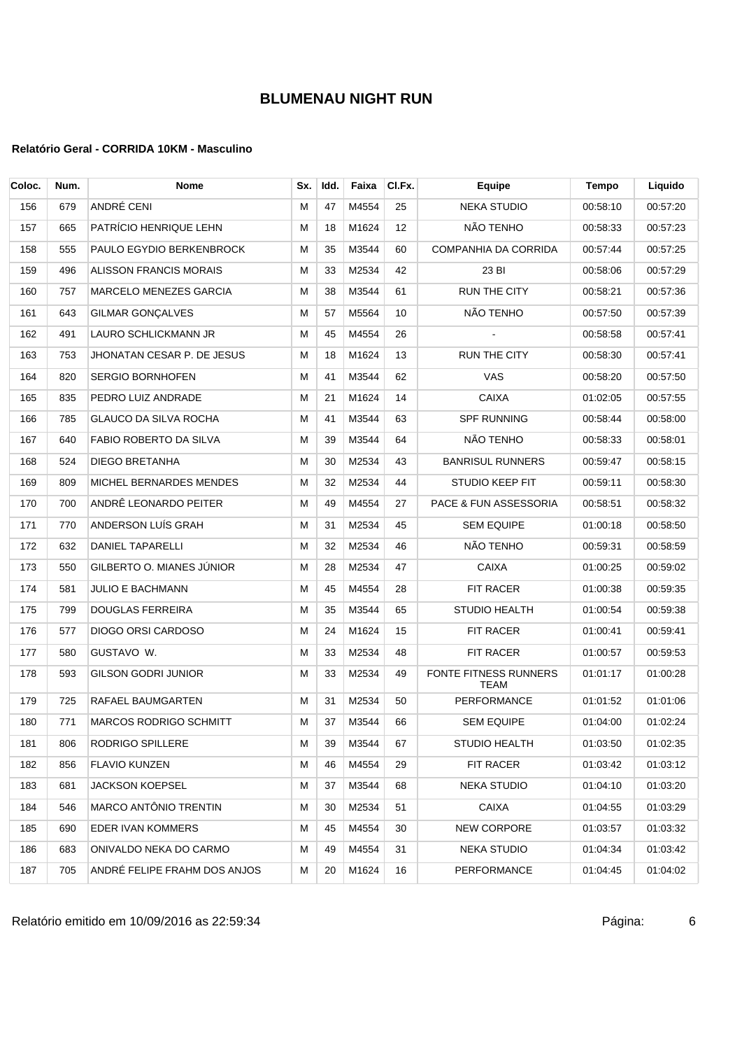# BLUMENAU NIGHT RUN

#### Relatório Geral - CORRIDA 10KM - Masculino

| Coloc. | Num. | Nome | Sx. | Idd. | Faixa | Cl.Fx. | Equipe | Tempo | Liquido |
|---|---|---|---|---|---|---|---|---|---|
| 156 | 679 | ANDRÉ CENI | M | 47 | M4554 | 25 | NEKA STUDIO | 00:58:10 | 00:57:20 |
| 157 | 665 | PATRÍCIO HENRIQUE LEHN | M | 18 | M1624 | 12 | NÃO TENHO | 00:58:33 | 00:57:23 |
| 158 | 555 | PAULO EGYDIO BERKENBROCK | M | 35 | M3544 | 60 | COMPANHIA DA CORRIDA | 00:57:44 | 00:57:25 |
| 159 | 496 | ALISSON FRANCIS MORAIS | M | 33 | M2534 | 42 | 23 BI | 00:58:06 | 00:57:29 |
| 160 | 757 | MARCELO MENEZES GARCIA | M | 38 | M3544 | 61 | RUN THE CITY | 00:58:21 | 00:57:36 |
| 161 | 643 | GILMAR GONÇALVES | M | 57 | M5564 | 10 | NÃO TENHO | 00:57:50 | 00:57:39 |
| 162 | 491 | LAURO SCHLICKMANN JR | M | 45 | M4554 | 26 | - | 00:58:58 | 00:57:41 |
| 163 | 753 | JHONATAN CESAR P. DE JESUS | M | 18 | M1624 | 13 | RUN THE CITY | 00:58:30 | 00:57:41 |
| 164 | 820 | SERGIO BORNHOFEN | M | 41 | M3544 | 62 | VAS | 00:58:20 | 00:57:50 |
| 165 | 835 | PEDRO LUIZ ANDRADE | M | 21 | M1624 | 14 | CAIXA | 01:02:05 | 00:57:55 |
| 166 | 785 | GLAUCO DA SILVA ROCHA | M | 41 | M3544 | 63 | SPF RUNNING | 00:58:44 | 00:58:00 |
| 167 | 640 | FABIO ROBERTO DA SILVA | M | 39 | M3544 | 64 | NÃO TENHO | 00:58:33 | 00:58:01 |
| 168 | 524 | DIEGO BRETANHA | M | 30 | M2534 | 43 | BANRISUL RUNNERS | 00:59:47 | 00:58:15 |
| 169 | 809 | MICHEL BERNARDES MENDES | M | 32 | M2534 | 44 | STUDIO KEEP FIT | 00:59:11 | 00:58:30 |
| 170 | 700 | ANDRÊ LEONARDO PEITER | M | 49 | M4554 | 27 | PACE & FUN ASSESSORIA | 00:58:51 | 00:58:32 |
| 171 | 770 | ANDERSON LUÍS GRAH | M | 31 | M2534 | 45 | SEM EQUIPE | 01:00:18 | 00:58:50 |
| 172 | 632 | DANIEL TAPARELLI | M | 32 | M2534 | 46 | NÃO TENHO | 00:59:31 | 00:58:59 |
| 173 | 550 | GILBERTO O. MIANES JÚNIOR | M | 28 | M2534 | 47 | CAIXA | 01:00:25 | 00:59:02 |
| 174 | 581 | JULIO E BACHMANN | M | 45 | M4554 | 28 | FIT RACER | 01:00:38 | 00:59:35 |
| 175 | 799 | DOUGLAS FERREIRA | M | 35 | M3544 | 65 | STUDIO HEALTH | 01:00:54 | 00:59:38 |
| 176 | 577 | DIOGO ORSI CARDOSO | M | 24 | M1624 | 15 | FIT RACER | 01:00:41 | 00:59:41 |
| 177 | 580 | GUSTAVO W. | M | 33 | M2534 | 48 | FIT RACER | 01:00:57 | 00:59:53 |
| 178 | 593 | GILSON GODRI JUNIOR | M | 33 | M2534 | 49 | FONTE FITNESS RUNNERS TEAM | 01:01:17 | 01:00:28 |
| 179 | 725 | RAFAEL BAUMGARTEN | M | 31 | M2534 | 50 | PERFORMANCE | 01:01:52 | 01:01:06 |
| 180 | 771 | MARCOS RODRIGO SCHMITT | M | 37 | M3544 | 66 | SEM EQUIPE | 01:04:00 | 01:02:24 |
| 181 | 806 | RODRIGO SPILLERE | M | 39 | M3544 | 67 | STUDIO HEALTH | 01:03:50 | 01:02:35 |
| 182 | 856 | FLAVIO KUNZEN | M | 46 | M4554 | 29 | FIT RACER | 01:03:42 | 01:03:12 |
| 183 | 681 | JACKSON KOEPSEL | M | 37 | M3544 | 68 | NEKA STUDIO | 01:04:10 | 01:03:20 |
| 184 | 546 | MARCO ANTÔNIO TRENTIN | M | 30 | M2534 | 51 | CAIXA | 01:04:55 | 01:03:29 |
| 185 | 690 | EDER IVAN KOMMERS | M | 45 | M4554 | 30 | NEW CORPORE | 01:03:57 | 01:03:32 |
| 186 | 683 | ONIVALDO NEKA DO CARMO | M | 49 | M4554 | 31 | NEKA STUDIO | 01:04:34 | 01:03:42 |
| 187 | 705 | ANDRÉ FELIPE FRAHM DOS ANJOS | M | 20 | M1624 | 16 | PERFORMANCE | 01:04:45 | 01:04:02 |

Relatório emitido em 10/09/2016 as 22:59:34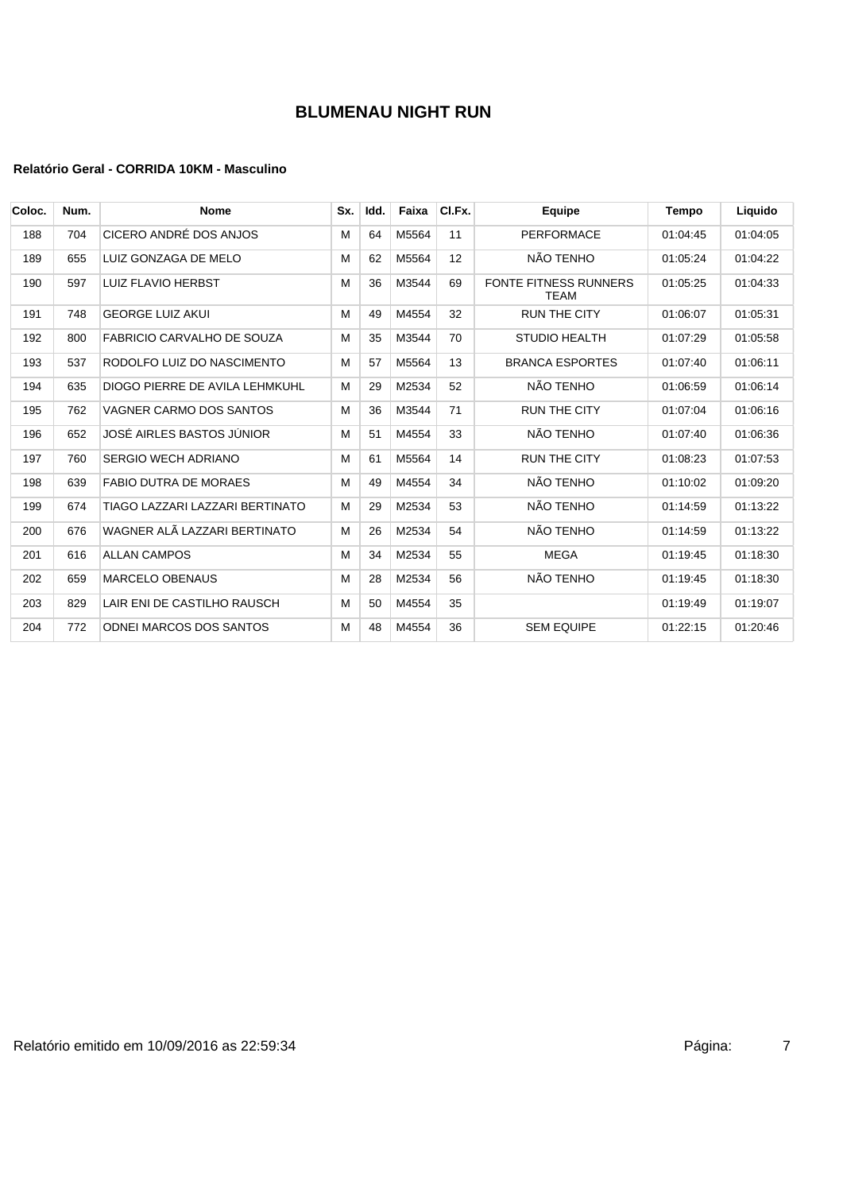# BLUMENAU NIGHT RUN

**Relatório Geral - CORRIDA 10KM - Masculino**

| Coloc. | Num. | Nome | Sx. | Idd. | Faixa | Cl.Fx. | Equipe | Tempo | Liquido |
|---|---|---|---|---|---|---|---|---|---|
| 188 | 704 | CICERO ANDRÉ DOS ANJOS | M | 64 | M5564 | 11 | PERFORMACE | 01:04:45 | 01:04:05 |
| 189 | 655 | LUIZ GONZAGA DE MELO | M | 62 | M5564 | 12 | NÃO TENHO | 01:05:24 | 01:04:22 |
| 190 | 597 | LUIZ FLAVIO HERBST | M | 36 | M3544 | 69 | FONTE FITNESS RUNNERS TEAM | 01:05:25 | 01:04:33 |
| 191 | 748 | GEORGE LUIZ AKUI | M | 49 | M4554 | 32 | RUN THE CITY | 01:06:07 | 01:05:31 |
| 192 | 800 | FABRICIO CARVALHO DE SOUZA | M | 35 | M3544 | 70 | STUDIO HEALTH | 01:07:29 | 01:05:58 |
| 193 | 537 | RODOLFO LUIZ DO NASCIMENTO | M | 57 | M5564 | 13 | BRANCA ESPORTES | 01:07:40 | 01:06:11 |
| 194 | 635 | DIOGO PIERRE DE AVILA LEHMKUHL | M | 29 | M2534 | 52 | NÃO TENHO | 01:06:59 | 01:06:14 |
| 195 | 762 | VAGNER CARMO DOS SANTOS | M | 36 | M3544 | 71 | RUN THE CITY | 01:07:04 | 01:06:16 |
| 196 | 652 | JOSÉ AIRLES BASTOS JÚNIOR | M | 51 | M4554 | 33 | NÃO TENHO | 01:07:40 | 01:06:36 |
| 197 | 760 | SERGIO WECH ADRIANO | M | 61 | M5564 | 14 | RUN THE CITY | 01:08:23 | 01:07:53 |
| 198 | 639 | FABIO DUTRA DE MORAES | M | 49 | M4554 | 34 | NÃO TENHO | 01:10:02 | 01:09:20 |
| 199 | 674 | TIAGO LAZZARI LAZZARI BERTINATO | M | 29 | M2534 | 53 | NÃO TENHO | 01:14:59 | 01:13:22 |
| 200 | 676 | WAGNER ALÃ LAZZARI BERTINATO | M | 26 | M2534 | 54 | NÃO TENHO | 01:14:59 | 01:13:22 |
| 201 | 616 | ALLAN CAMPOS | M | 34 | M2534 | 55 | MEGA | 01:19:45 | 01:18:30 |
| 202 | 659 | MARCELO OBENAUS | M | 28 | M2534 | 56 | NÃO TENHO | 01:19:45 | 01:18:30 |
| 203 | 829 | LAIR ENI DE CASTILHO RAUSCH | M | 50 | M4554 | 35 | | 01:19:49 | 01:19:07 |
| 204 | 772 | ODNEI MARCOS DOS SANTOS | M | 48 | M4554 | 36 | SEM EQUIPE | 01:22:15 | 01:20:46 |

Relatório emitido em 10/09/2016 as 22:59:34